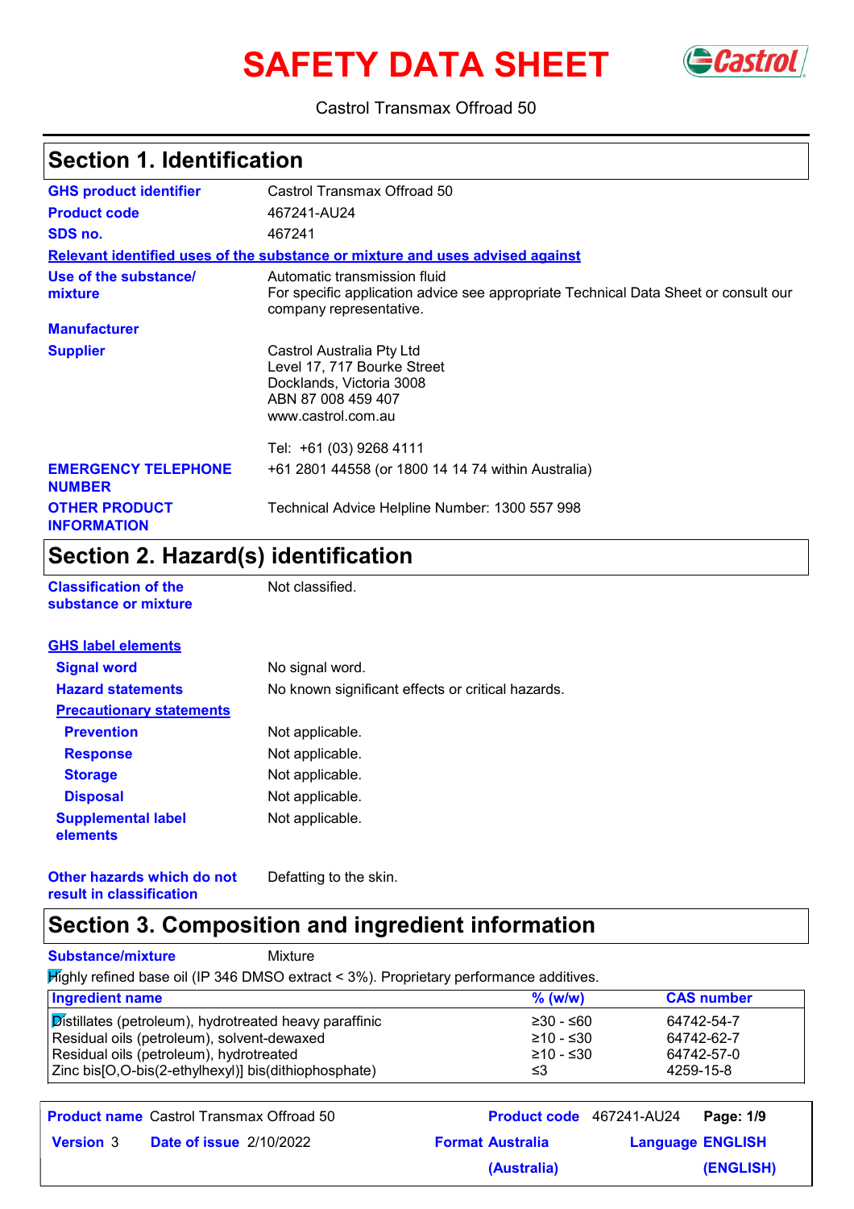# SAFETY DATA SHEET

Castrol Transmax Offroad 50

## Section 1. Identification

| | |
|---|---|
| **GHS product identifier** | Castrol Transmax Offroad 50 |
| **Product code** | 467241-AU24 |
| **SDS no.** | 467241 |

**Relevant identified uses of the substance or mixture and uses advised against**

| | |
|---|---|
| **Use of the substance/ mixture** | Automatic transmission fluid<br>For specific application advice see appropriate Technical Data Sheet or consult our company representative. |
| **Manufacturer** | |
| **Supplier** | Castrol Australia Pty Ltd<br>Level 17, 717 Bourke Street<br>Docklands, Victoria 3008<br>ABN 87 008 459 407<br>www.castrol.com.au<br><br>Tel: +61 (03) 9268 4111 |
| **EMERGENCY TELEPHONE NUMBER** | +61 2801 44558 (or 1800 14 14 74 within Australia) |
| **OTHER PRODUCT INFORMATION** | Technical Advice Helpline Number: 1300 557 998 |

## Section 2. Hazard(s) identification

| | |
|---|---|
| **Classification of the substance or mixture** | Not classified. |

**GHS label elements**

| | |
|---|---|
| **Signal word** | No signal word. |
| **Hazard statements** | No known significant effects or critical hazards. |

**Precautionary statements**

| | |
|---|---|
| **Prevention** | Not applicable. |
| **Response** | Not applicable. |
| **Storage** | Not applicable. |
| **Disposal** | Not applicable. |
| **Supplemental label elements** | Not applicable. |
| **Other hazards which do not result in classification** | Defatting to the skin. |

## Section 3. Composition and ingredient information

**Substance/mixture** Mixture

Highly refined base oil (IP 346 DMSO extract < 3%). Proprietary performance additives.

| Ingredient name | % (w/w) | CAS number |
|---|---|---|
| Distillates (petroleum), hydrotreated heavy paraffinic | ≥30 - ≤60 | 64742-54-7 |
| Residual oils (petroleum), solvent-dewaxed | ≥10 - ≤30 | 64742-62-7 |
| Residual oils (petroleum), hydrotreated | ≥10 - ≤30 | 64742-57-0 |
| Zinc bis[O,O-bis(2-ethylhexyl)] bis(dithiophosphate) | ≤3 | 4259-15-8 |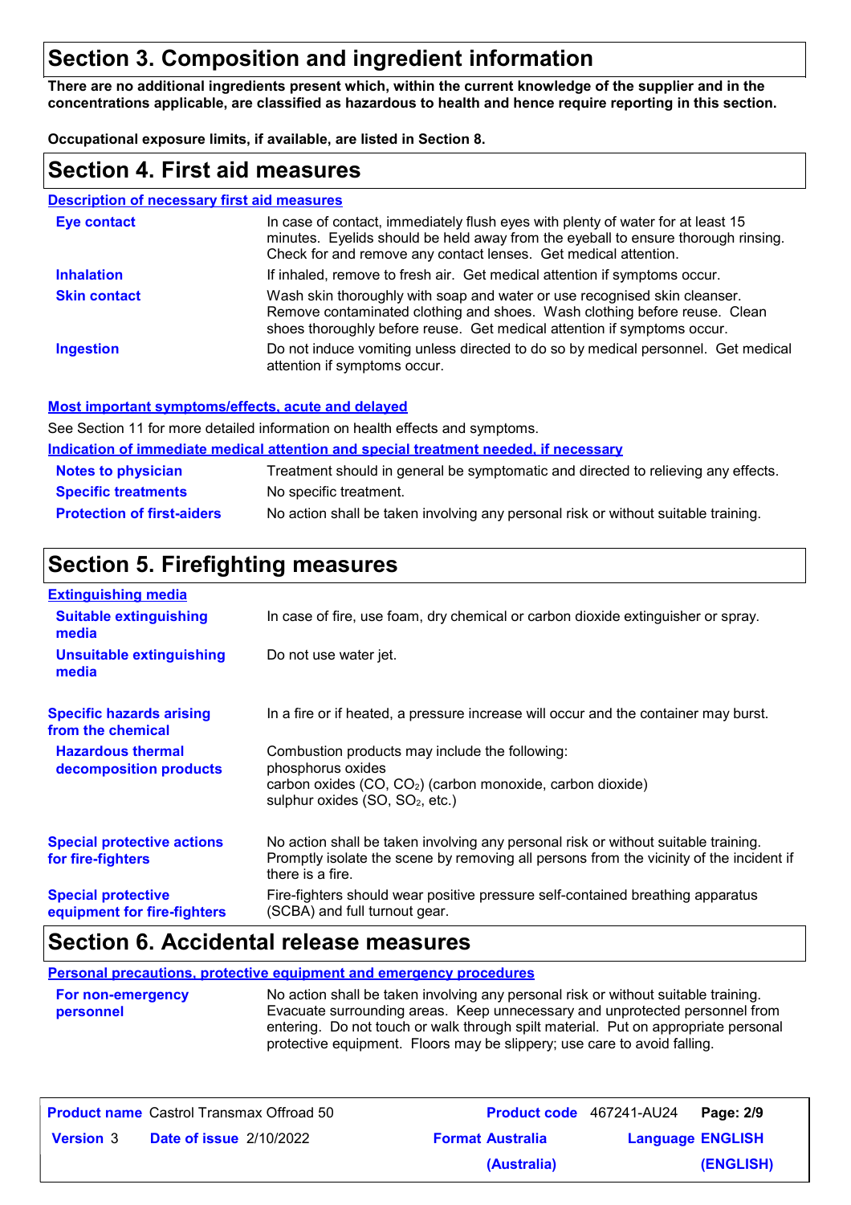## Section 3. Composition and ingredient information

**There are no additional ingredients present which, within the current knowledge of the supplier and in the concentrations applicable, are classified as hazardous to health and hence require reporting in this section.**

**Occupational exposure limits, if available, are listed in Section 8.**

## Section 4. First aid measures

### Description of necessary first aid measures

| | |
|---|---|
| **Eye contact** | In case of contact, immediately flush eyes with plenty of water for at least 15 minutes. Eyelids should be held away from the eyeball to ensure thorough rinsing. Check for and remove any contact lenses. Get medical attention. |
| **Inhalation** | If inhaled, remove to fresh air. Get medical attention if symptoms occur. |
| **Skin contact** | Wash skin thoroughly with soap and water or use recognised skin cleanser. Remove contaminated clothing and shoes. Wash clothing before reuse. Clean shoes thoroughly before reuse. Get medical attention if symptoms occur. |
| **Ingestion** | Do not induce vomiting unless directed to do so by medical personnel. Get medical attention if symptoms occur. |

### Most important symptoms/effects, acute and delayed

See Section 11 for more detailed information on health effects and symptoms.

### Indication of immediate medical attention and special treatment needed, if necessary

| | |
|---|---|
| **Notes to physician** | Treatment should in general be symptomatic and directed to relieving any effects. |
| **Specific treatments** | No specific treatment. |
| **Protection of first-aiders** | No action shall be taken involving any personal risk or without suitable training. |

## Section 5. Firefighting measures

### Extinguishing media

| | |
|---|---|
| **Suitable extinguishing media** | In case of fire, use foam, dry chemical or carbon dioxide extinguisher or spray. |
| **Unsuitable extinguishing media** | Do not use water jet. |

| | |
|---|---|
| **Specific hazards arising from the chemical** | In a fire or if heated, a pressure increase will occur and the container may burst. |
| **Hazardous thermal decomposition products** | Combustion products may include the following:<br>phosphorus oxides<br>carbon oxides ($CO$, $CO_2$) (carbon monoxide, carbon dioxide)<br>sulphur oxides ($SO$, $SO_2$, etc.) |
| **Special protective actions for fire-fighters** | No action shall be taken involving any personal risk or without suitable training. Promptly isolate the scene by removing all persons from the vicinity of the incident if there is a fire. |
| **Special protective equipment for fire-fighters** | Fire-fighters should wear positive pressure self-contained breathing apparatus (SCBA) and full turnout gear. |

## Section 6. Accidental release measures

### Personal precautions, protective equipment and emergency procedures

| | |
|---|---|
| **For non-emergency personnel** | No action shall be taken involving any personal risk or without suitable training. Evacuate surrounding areas. Keep unnecessary and unprotected personnel from entering. Do not touch or walk through spilt material. Put on appropriate personal protective equipment. Floors may be slippery; use care to avoid falling. |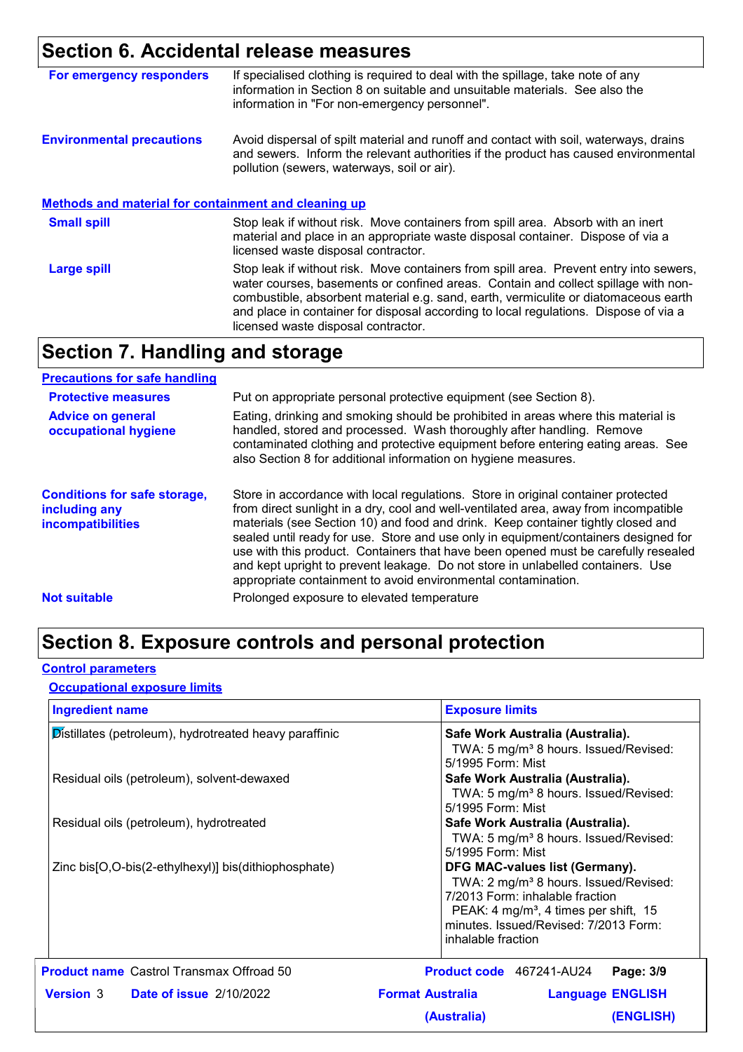## Section 6. Accidental release measures

**For emergency responders**
If specialised clothing is required to deal with the spillage, take note of any information in Section 8 on suitable and unsuitable materials. See also the information in "For non-emergency personnel".

**Environmental precautions**
Avoid dispersal of spilt material and runoff and contact with soil, waterways, drains and sewers. Inform the relevant authorities if the product has caused environmental pollution (sewers, waterways, soil or air).

### Methods and material for containment and cleaning up

**Small spill**
Stop leak if without risk. Move containers from spill area. Absorb with an inert material and place in an appropriate waste disposal container. Dispose of via a licensed waste disposal contractor.

**Large spill**
Stop leak if without risk. Move containers from spill area. Prevent entry into sewers, water courses, basements or confined areas. Contain and collect spillage with non-combustible, absorbent material e.g. sand, earth, vermiculite or diatomaceous earth and place in container for disposal according to local regulations. Dispose of via a licensed waste disposal contractor.

## Section 7. Handling and storage

### Precautions for safe handling

**Protective measures**
Put on appropriate personal protective equipment (see Section 8).

**Advice on general occupational hygiene**
Eating, drinking and smoking should be prohibited in areas where this material is handled, stored and processed. Wash thoroughly after handling. Remove contaminated clothing and protective equipment before entering eating areas. See also Section 8 for additional information on hygiene measures.

**Conditions for safe storage, including any incompatibilities**
Store in accordance with local regulations. Store in original container protected from direct sunlight in a dry, cool and well-ventilated area, away from incompatible materials (see Section 10) and food and drink. Keep container tightly closed and sealed until ready for use. Store and use only in equipment/containers designed for use with this product. Containers that have been opened must be carefully resealed and kept upright to prevent leakage. Do not store in unlabelled containers. Use appropriate containment to avoid environmental contamination.

**Not suitable**
Prolonged exposure to elevated temperature

## Section 8. Exposure controls and personal protection

### Control parameters

#### Occupational exposure limits

| Ingredient name | Exposure limits |
|---|---|
| Distillates (petroleum), hydrotreated heavy paraffinic | **Safe Work Australia (Australia).** TWA: 5 mg/m³ 8 hours. Issued/Revised: 5/1995 Form: Mist |
| Residual oils (petroleum), solvent-dewaxed | **Safe Work Australia (Australia).** TWA: 5 mg/m³ 8 hours. Issued/Revised: 5/1995 Form: Mist |
| Residual oils (petroleum), hydrotreated | **Safe Work Australia (Australia).** TWA: 5 mg/m³ 8 hours. Issued/Revised: 5/1995 Form: Mist |
| Zinc bis[O,O-bis(2-ethylhexyl)] bis(dithiophosphate) | **DFG MAC-values list (Germany).** TWA: 2 mg/m³ 8 hours. Issued/Revised: 7/2013 Form: inhalable fraction PEAK: 4 mg/m³, 4 times per shift, 15 minutes. Issued/Revised: 7/2013 Form: inhalable fraction |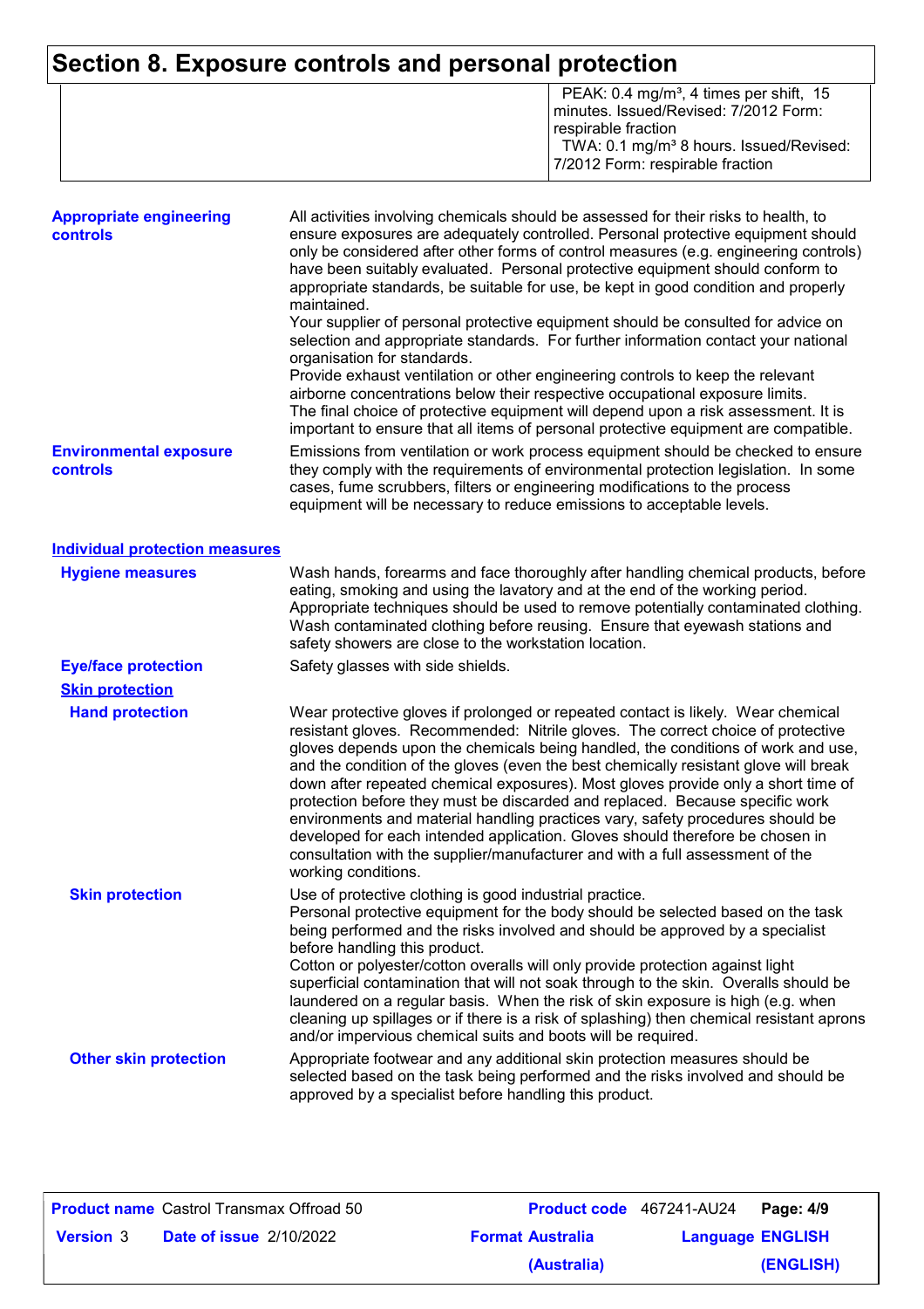## Section 8. Exposure controls and personal protection

| | |
|---|---|
| | PEAK: 0.4 mg/m³, 4 times per shift, 15 minutes. Issued/Revised: 7/2012 Form: respirable fraction<br>TWA: 0.1 mg/m³ 8 hours. Issued/Revised: 7/2012 Form: respirable fraction |

**Appropriate engineering controls**

All activities involving chemicals should be assessed for their risks to health, to ensure exposures are adequately controlled. Personal protective equipment should only be considered after other forms of control measures (e.g. engineering controls) have been suitably evaluated. Personal protective equipment should conform to appropriate standards, be suitable for use, be kept in good condition and properly maintained.
Your supplier of personal protective equipment should be consulted for advice on selection and appropriate standards. For further information contact your national organisation for standards.
Provide exhaust ventilation or other engineering controls to keep the relevant airborne concentrations below their respective occupational exposure limits.
The final choice of protective equipment will depend upon a risk assessment. It is important to ensure that all items of personal protective equipment are compatible.

**Environmental exposure controls**

Emissions from ventilation or work process equipment should be checked to ensure they comply with the requirements of environmental protection legislation. In some cases, fume scrubbers, filters or engineering modifications to the process equipment will be necessary to reduce emissions to acceptable levels.

### Individual protection measures

**Hygiene measures**

Wash hands, forearms and face thoroughly after handling chemical products, before eating, smoking and using the lavatory and at the end of the working period. Appropriate techniques should be used to remove potentially contaminated clothing. Wash contaminated clothing before reusing. Ensure that eyewash stations and safety showers are close to the workstation location.

**Eye/face protection**

Safety glasses with side shields.

**Skin protection**

**Hand protection**

Wear protective gloves if prolonged or repeated contact is likely. Wear chemical resistant gloves. Recommended: Nitrile gloves. The correct choice of protective gloves depends upon the chemicals being handled, the conditions of work and use, and the condition of the gloves (even the best chemically resistant glove will break down after repeated chemical exposures). Most gloves provide only a short time of protection before they must be discarded and replaced. Because specific work environments and material handling practices vary, safety procedures should be developed for each intended application. Gloves should therefore be chosen in consultation with the supplier/manufacturer and with a full assessment of the working conditions.

**Skin protection**

Use of protective clothing is good industrial practice.
Personal protective equipment for the body should be selected based on the task being performed and the risks involved and should be approved by a specialist before handling this product.
Cotton or polyester/cotton overalls will only provide protection against light superficial contamination that will not soak through to the skin. Overalls should be laundered on a regular basis. When the risk of skin exposure is high (e.g. when cleaning up spillages or if there is a risk of splashing) then chemical resistant aprons and/or impervious chemical suits and boots will be required.

**Other skin protection**

Appropriate footwear and any additional skin protection measures should be selected based on the task being performed and the risks involved and should be approved by a specialist before handling this product.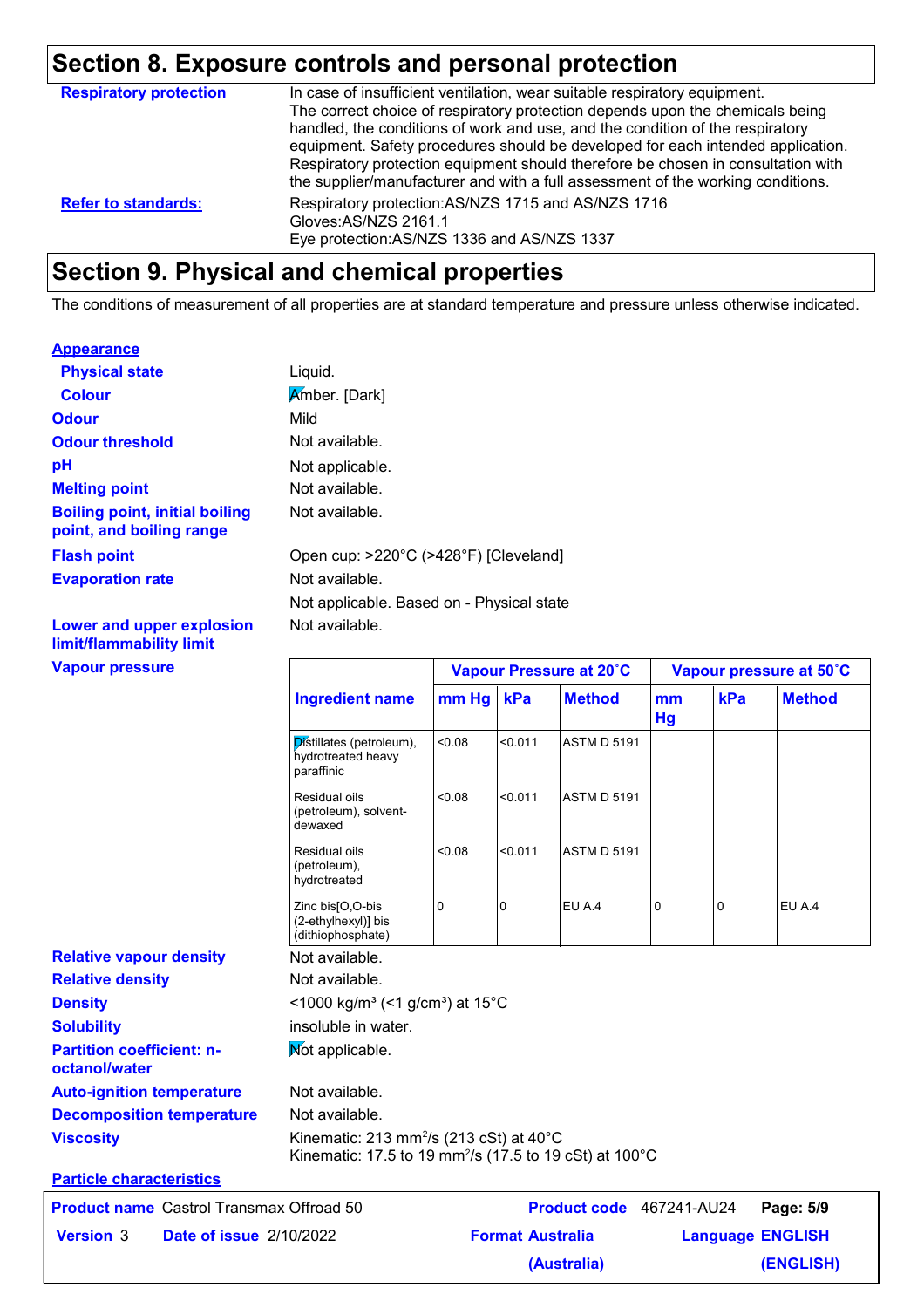## Section 8. Exposure controls and personal protection

**Respiratory protection**: In case of insufficient ventilation, wear suitable respiratory equipment. The correct choice of respiratory protection depends upon the chemicals being handled, the conditions of work and use, and the condition of the respiratory equipment. Safety procedures should be developed for each intended application. Respiratory protection equipment should therefore be chosen in consultation with the supplier/manufacturer and with a full assessment of the working conditions.

**Refer to standards:**
Respiratory protection:AS/NZS 1715 and AS/NZS 1716
Gloves:AS/NZS 2161.1
Eye protection:AS/NZS 1336 and AS/NZS 1337

## Section 9. Physical and chemical properties

The conditions of measurement of all properties are at standard temperature and pressure unless otherwise indicated.

**Appearance**

**Physical state**: Liquid.

**Colour**: Amber. [Dark]

**Odour**: Mild

**Odour threshold**: Not available.

**pH**: Not applicable.

**Melting point**: Not available.

**Boiling point, initial boiling point, and boiling range**: Not available.

**Flash point**: Open cup: >220°C (>428°F) [Cleveland]

**Evaporation rate**: Not available.

Not applicable. Based on - Physical state

**Lower and upper explosion limit/flammability limit**: Not available.

**Vapour pressure**

| Ingredient name | Vapour Pressure at 20˚C | | | Vapour pressure at 50˚C | | |
|---|---|---|---|---|---|---|
| | mm Hg | kPa | Method | mm Hg | kPa | Method |
| Distillates (petroleum), hydrotreated heavy paraffinic | <0.08 | <0.011 | ASTM D 5191 | | | |
| Residual oils (petroleum), solvent-dewaxed | <0.08 | <0.011 | ASTM D 5191 | | | |
| Residual oils (petroleum), hydrotreated | <0.08 | <0.011 | ASTM D 5191 | | | |
| Zinc bis[O,O-bis (2-ethylhexyl)] bis (dithiophosphate) | 0 | 0 | EU A.4 | 0 | 0 | EU A.4 |

**Relative vapour density**: Not available.

**Relative density**: Not available.

**Density**: <1000 kg/m³ (<1 g/cm³) at 15°C

**Solubility**: insoluble in water.

**Partition coefficient: n-octanol/water**: Not applicable.

**Auto-ignition temperature**: Not available.

**Decomposition temperature**: Not available.

**Viscosity**: Kinematic: 213 mm$^2$/s (213 cSt) at 40°C
Kinematic: 17.5 to 19 mm$^2$/s (17.5 to 19 cSt) at 100°C

**Particle characteristics**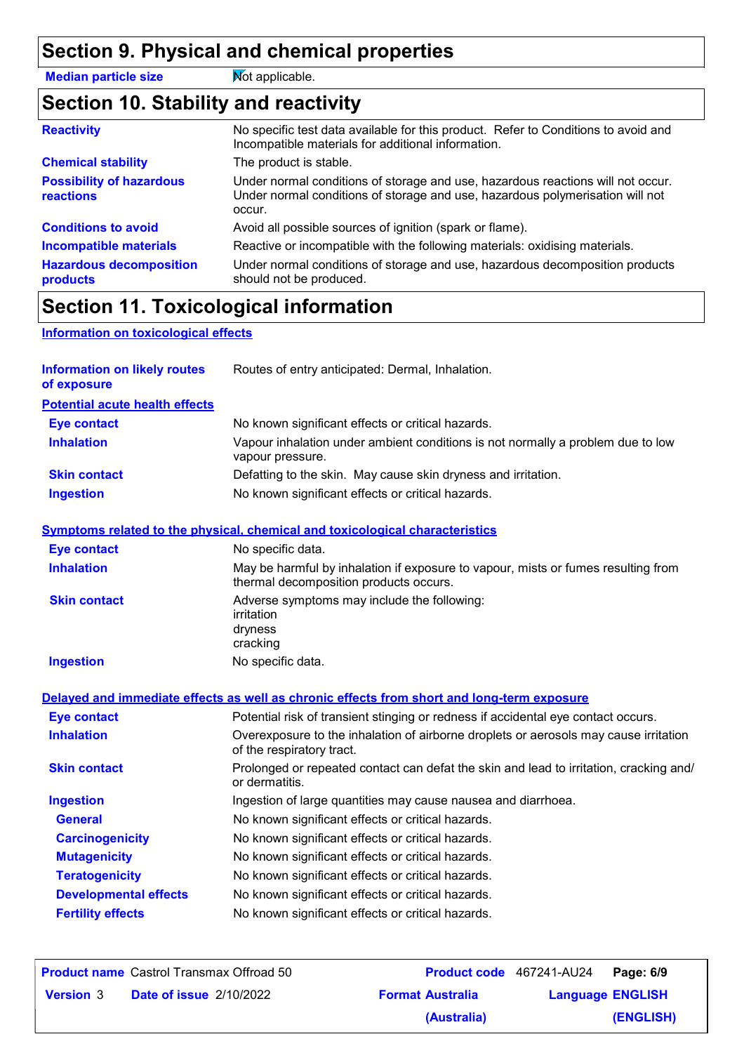## Section 9. Physical and chemical properties

| | |
|---|---|
| **Median particle size** | Not applicable. |

## Section 10. Stability and reactivity

| | |
|---|---|
| **Reactivity** | No specific test data available for this product. Refer to Conditions to avoid and Incompatible materials for additional information. |
| **Chemical stability** | The product is stable. |
| **Possibility of hazardous reactions** | Under normal conditions of storage and use, hazardous reactions will not occur. Under normal conditions of storage and use, hazardous polymerisation will not occur. |
| **Conditions to avoid** | Avoid all possible sources of ignition (spark or flame). |
| **Incompatible materials** | Reactive or incompatible with the following materials: oxidising materials. |
| **Hazardous decomposition products** | Under normal conditions of storage and use, hazardous decomposition products should not be produced. |

## Section 11. Toxicological information

### Information on toxicological effects

| | |
|---|---|
| **Information on likely routes of exposure** | Routes of entry anticipated: Dermal, Inhalation. |

**Potential acute health effects**

| | |
|---|---|
| **Eye contact** | No known significant effects or critical hazards. |
| **Inhalation** | Vapour inhalation under ambient conditions is not normally a problem due to low vapour pressure. |
| **Skin contact** | Defatting to the skin. May cause skin dryness and irritation. |
| **Ingestion** | No known significant effects or critical hazards. |

**Symptoms related to the physical, chemical and toxicological characteristics**

| | |
|---|---|
| **Eye contact** | No specific data. |
| **Inhalation** | May be harmful by inhalation if exposure to vapour, mists or fumes resulting from thermal decomposition products occurs. |
| **Skin contact** | Adverse symptoms may include the following:<br>irritation<br>dryness<br>cracking |
| **Ingestion** | No specific data. |

**Delayed and immediate effects as well as chronic effects from short and long-term exposure**

| | |
|---|---|
| **Eye contact** | Potential risk of transient stinging or redness if accidental eye contact occurs. |
| **Inhalation** | Overexposure to the inhalation of airborne droplets or aerosols may cause irritation of the respiratory tract. |
| **Skin contact** | Prolonged or repeated contact can defat the skin and lead to irritation, cracking and/or dermatitis. |
| **Ingestion** | Ingestion of large quantities may cause nausea and diarrhoea. |
| **General** | No known significant effects or critical hazards. |
| **Carcinogenicity** | No known significant effects or critical hazards. |
| **Mutagenicity** | No known significant effects or critical hazards. |
| **Teratogenicity** | No known significant effects or critical hazards. |
| **Developmental effects** | No known significant effects or critical hazards. |
| **Fertility effects** | No known significant effects or critical hazards. |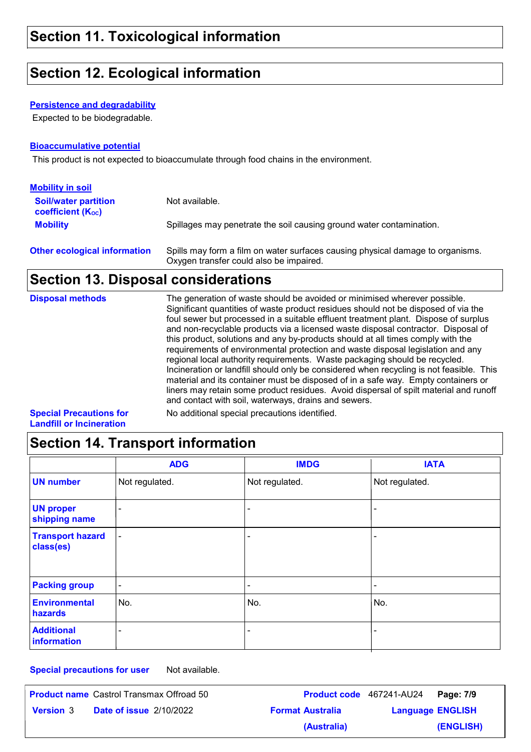## Section 11. Toxicological information

## Section 12. Ecological information

### Persistence and degradability

Expected to be biodegradable.

### Bioaccumulative potential

This product is not expected to bioaccumulate through food chains in the environment.

### Mobility in soil

**Soil/water partition coefficient ($K_{OC}$)** Not available.

**Mobility** Spillages may penetrate the soil causing ground water contamination.

**Other ecological information** Spills may form a film on water surfaces causing physical damage to organisms. Oxygen transfer could also be impaired.

## Section 13. Disposal considerations

**Disposal methods** The generation of waste should be avoided or minimised wherever possible. Significant quantities of waste product residues should not be disposed of via the foul sewer but processed in a suitable effluent treatment plant. Dispose of surplus and non-recyclable products via a licensed waste disposal contractor. Disposal of this product, solutions and any by-products should at all times comply with the requirements of environmental protection and waste disposal legislation and any regional local authority requirements. Waste packaging should be recycled. Incineration or landfill should only be considered when recycling is not feasible. This material and its container must be disposed of in a safe way. Empty containers or liners may retain some product residues. Avoid dispersal of spilt material and runoff and contact with soil, waterways, drains and sewers.

**Special Precautions for Landfill or Incineration** No additional special precautions identified.

## Section 14. Transport information

| | ADG | IMDG | IATA |
|---|---|---|---|
| UN number | Not regulated. | Not regulated. | Not regulated. |
| UN proper shipping name | - | - | - |
| Transport hazard class(es) | - | - | - |
| Packing group | - | - | - |
| Environmental hazards | No. | No. | No. |
| Additional information | - | - | - |

**Special precautions for user** Not available.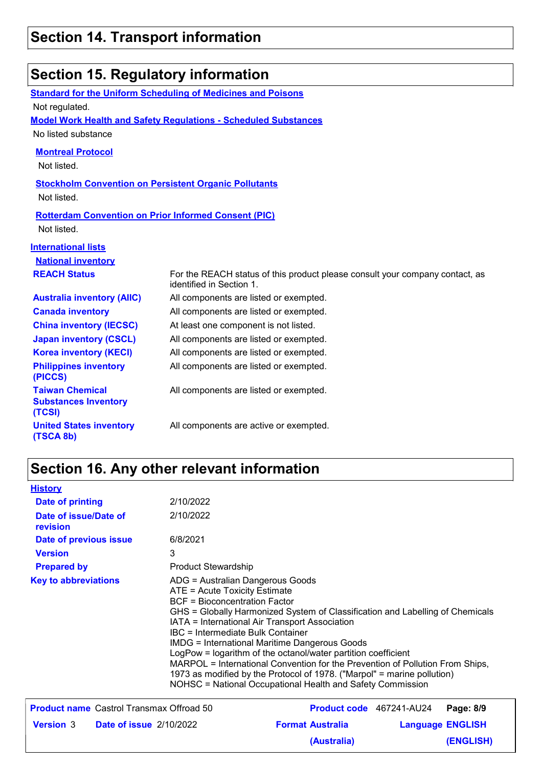## Section 14. Transport information

## Section 15. Regulatory information

**Standard for the Uniform Scheduling of Medicines and Poisons**

Not regulated.

**Model Work Health and Safety Regulations - Scheduled Substances**

No listed substance

**Montreal Protocol**

Not listed.

**Stockholm Convention on Persistent Organic Pollutants**

Not listed.

**Rotterdam Convention on Prior Informed Consent (PIC)**

Not listed.

**International lists**

**National inventory**

| | |
|---|---|
| **REACH Status** | For the REACH status of this product please consult your company contact, as identified in Section 1. |
| **Australia inventory (AIIC)** | All components are listed or exempted. |
| **Canada inventory** | All components are listed or exempted. |
| **China inventory (IECSC)** | At least one component is not listed. |
| **Japan inventory (CSCL)** | All components are listed or exempted. |
| **Korea inventory (KECI)** | All components are listed or exempted. |
| **Philippines inventory (PICCS)** | All components are listed or exempted. |
| **Taiwan Chemical Substances Inventory (TCSI)** | All components are listed or exempted. |
| **United States inventory (TSCA 8b)** | All components are active or exempted. |

## Section 16. Any other relevant information

**History**

| | |
|---|---|
| **Date of printing** | 2/10/2022 |
| **Date of issue/Date of revision** | 2/10/2022 |
| **Date of previous issue** | 6/8/2021 |
| **Version** | 3 |
| **Prepared by** | Product Stewardship |

**Key to abbreviations**

ADG = Australian Dangerous Goods
ATE = Acute Toxicity Estimate
BCF = Bioconcentration Factor
GHS = Globally Harmonized System of Classification and Labelling of Chemicals
IATA = International Air Transport Association
IBC = Intermediate Bulk Container
IMDG = International Maritime Dangerous Goods
LogPow = logarithm of the octanol/water partition coefficient
MARPOL = International Convention for the Prevention of Pollution From Ships, 1973 as modified by the Protocol of 1978. ("Marpol" = marine pollution)
NOHSC = National Occupational Health and Safety Commission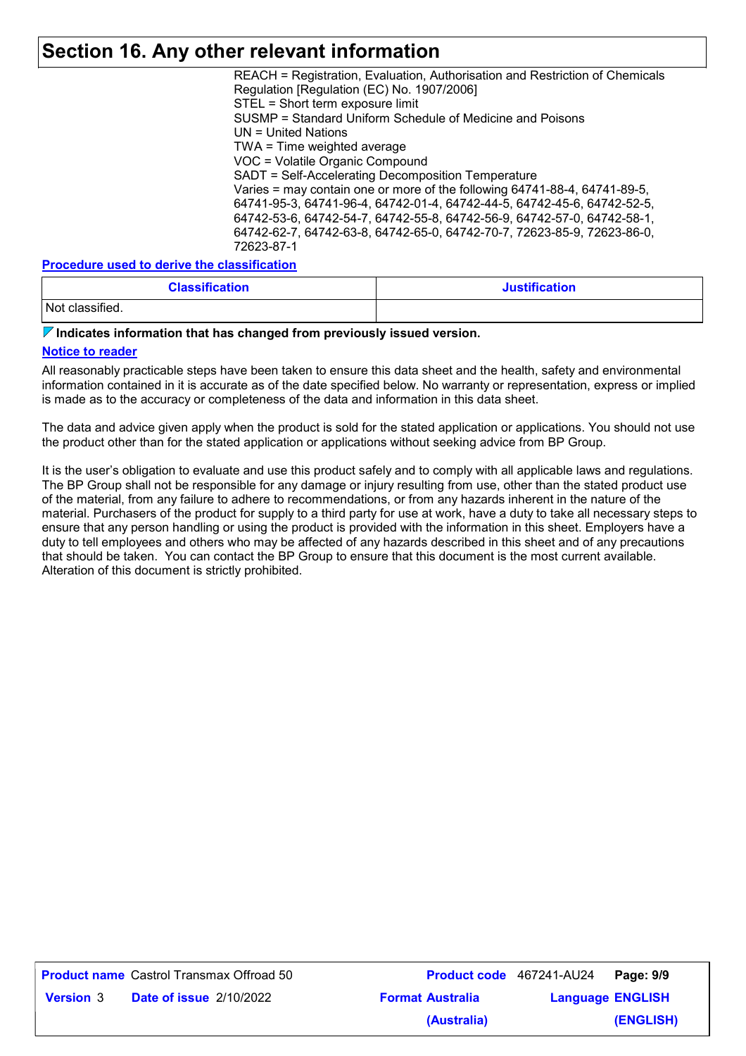# Section 16. Any other relevant information

REACH = Registration, Evaluation, Authorisation and Restriction of Chemicals Regulation [Regulation (EC) No. 1907/2006]
STEL = Short term exposure limit
SUSMP = Standard Uniform Schedule of Medicine and Poisons
UN = United Nations
TWA = Time weighted average
VOC = Volatile Organic Compound
SADT = Self-Accelerating Decomposition Temperature
Varies = may contain one or more of the following 64741-88-4, 64741-89-5, 64741-95-3, 64741-96-4, 64742-01-4, 64742-44-5, 64742-45-6, 64742-52-5, 64742-53-6, 64742-54-7, 64742-55-8, 64742-56-9, 64742-57-0, 64742-58-1, 64742-62-7, 64742-63-8, 64742-65-0, 64742-70-7, 72623-85-9, 72623-86-0, 72623-87-1

**Procedure used to derive the classification**

| Classification | Justification |
| --- | --- |
| Not classified. | |

**Indicates information that has changed from previously issued version.**

**Notice to reader**

All reasonably practicable steps have been taken to ensure this data sheet and the health, safety and environmental information contained in it is accurate as of the date specified below. No warranty or representation, express or implied is made as to the accuracy or completeness of the data and information in this data sheet.

The data and advice given apply when the product is sold for the stated application or applications. You should not use the product other than for the stated application or applications without seeking advice from BP Group.

It is the user's obligation to evaluate and use this product safely and to comply with all applicable laws and regulations. The BP Group shall not be responsible for any damage or injury resulting from use, other than the stated product use of the material, from any failure to adhere to recommendations, or from any hazards inherent in the nature of the material. Purchasers of the product for supply to a third party for use at work, have a duty to take all necessary steps to ensure that any person handling or using the product is provided with the information in this sheet. Employers have a duty to tell employees and others who may be affected of any hazards described in this sheet and of any precautions that should be taken. You can contact the BP Group to ensure that this document is the most current available. Alteration of this document is strictly prohibited.